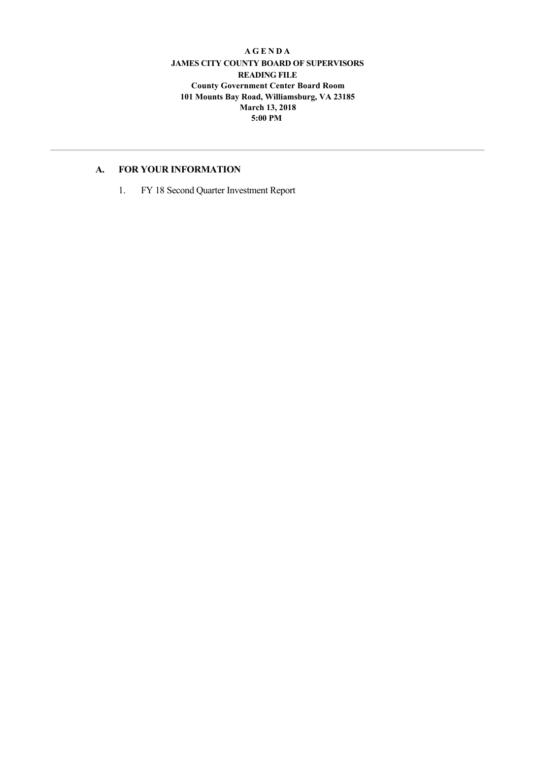**A G E N D A**
**JAMES CITY COUNTY BOARD OF SUPERVISORS**
**READING FILE**
**County Government Center Board Room**
**101 Mounts Bay Road, Williamsburg, VA 23185**
**March 13, 2018**
**5:00 PM**

---

## A. FOR YOUR INFORMATION

1. FY 18 Second Quarter Investment Report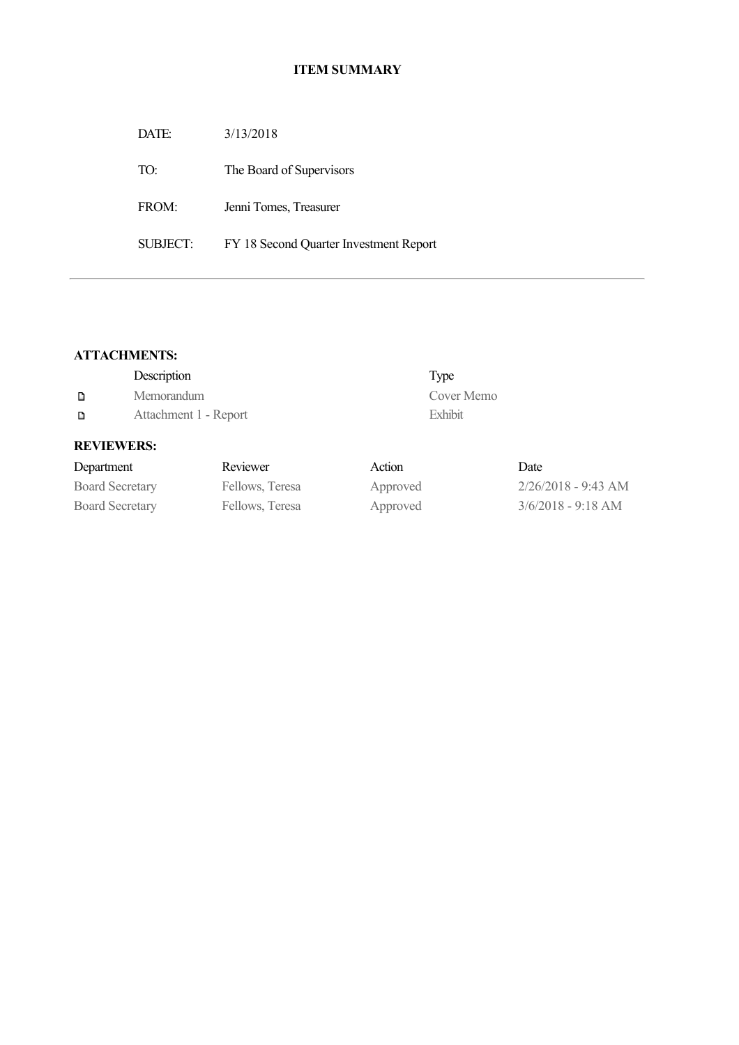**ITEM SUMMARY**

| | |
|---|---|
| DATE: | 3/13/2018 |
| TO: | The Board of Supervisors |
| FROM: | Jenni Tomes, Treasurer |
| SUBJECT: | FY 18 Second Quarter Investment Report |

---

**ATTACHMENTS:**

| | Description | Type |
|---|---|---|
| ▫ | Memorandum | Cover Memo |
| ▫ | Attachment 1 - Report | Exhibit |

**REVIEWERS:**

| Department | Reviewer | Action | Date |
|---|---|---|---|
| Board Secretary | Fellows, Teresa | Approved | 2/26/2018 - 9:43 AM |
| Board Secretary | Fellows, Teresa | Approved | 3/6/2018 - 9:18 AM |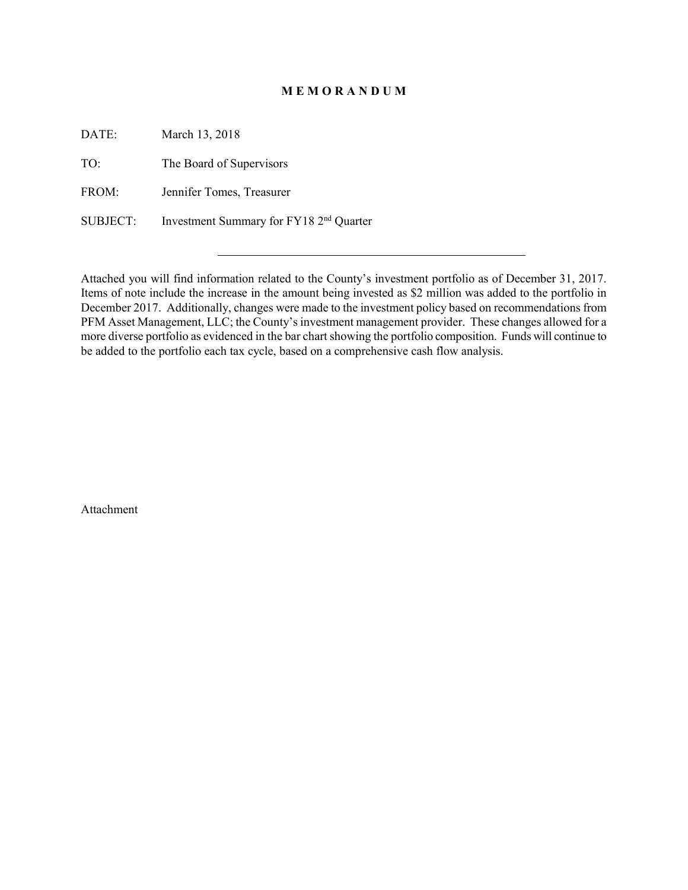**M E M O R A N D U M**

DATE: March 13, 2018

TO: The Board of Supervisors

FROM: Jennifer Tomes, Treasurer

SUBJECT: Investment Summary for FY18 2nd Quarter

---

Attached you will find information related to the County's investment portfolio as of December 31, 2017. Items of note include the increase in the amount being invested as $2 million was added to the portfolio in December 2017. Additionally, changes were made to the investment policy based on recommendations from PFM Asset Management, LLC; the County's investment management provider. These changes allowed for a more diverse portfolio as evidenced in the bar chart showing the portfolio composition. Funds will continue to be added to the portfolio each tax cycle, based on a comprehensive cash flow analysis.

Attachment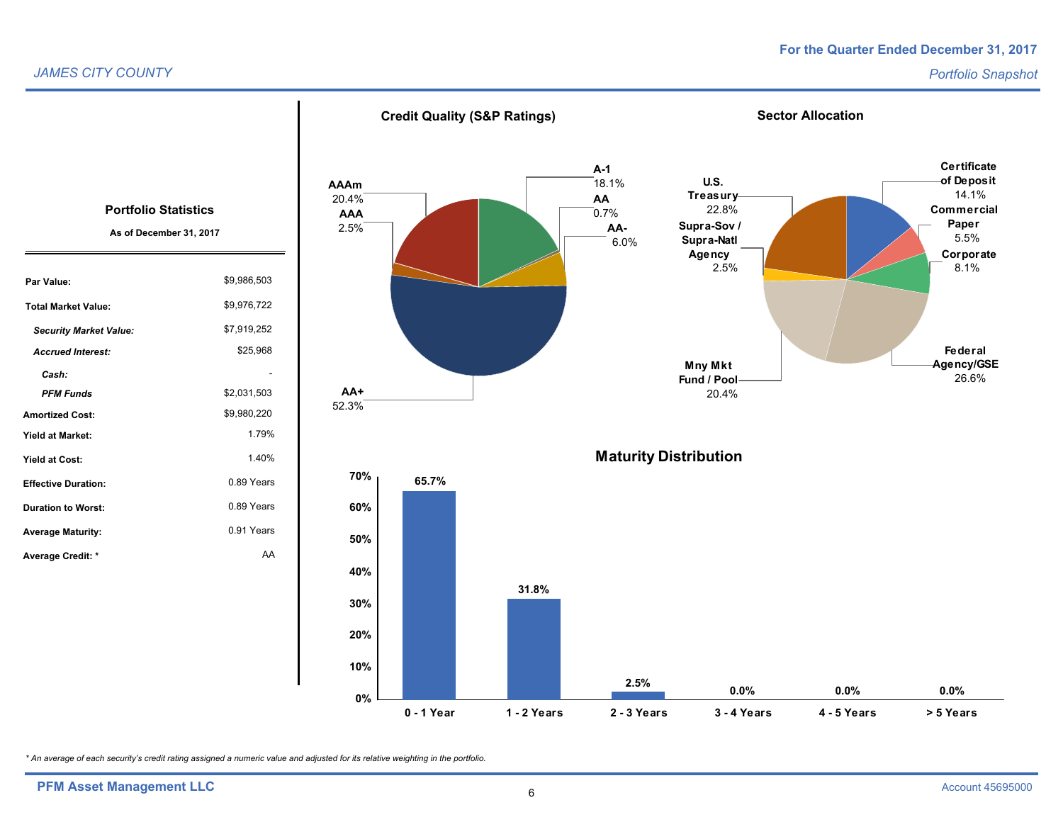## Portfolio Snapshot

### Portfolio Statistics

**As of December 31, 2017**

| | |
|---|---|
| **Par Value:** | $9,986,503 |
| **Total Market Value:** | $9,976,722 |
| ***Security Market Value:*** | $7,919,252 |
| ***Accrued Interest:*** | $25,968 |
| ***Cash:*** | - |
| ***PFM Funds*** | $2,031,503 |
| **Amortized Cost:** | $9,980,220 |
| **Yield at Market:** | 1.79% |
| **Yield at Cost:** | 1.40% |
| **Effective Duration:** | 0.89 Years |
| **Duration to Worst:** | 0.89 Years |
| **Average Maturity:** | 0.91 Years |
| **Average Credit: *** | AA |

### Credit Quality (S&P Ratings)

| Rating | Percentage |
|---|---|
| A-1 | 18.1% |
| AA | 0.7% |
| AA- | 6.0% |
| AA+ | 52.3% |
| AAA | 2.5% |
| AAAm | 20.4% |

### Sector Allocation

| Sector | Percentage |
|---|---|
| Certificate of Deposit | 14.1% |
| Commercial Paper | 5.5% |
| Corporate | 8.1% |
| Federal Agency/GSE | 26.6% |
| Mny Mkt Fund / Pool | 20.4% |
| Supra-Sov / Supra-Natl Agency | 2.5% |
| U.S. Treasury | 22.8% |

### Maturity Distribution

| Maturity | Percentage |
|---|---|
| 0 - 1 Year | 65.7% |
| 1 - 2 Years | 31.8% |
| 2 - 3 Years | 2.5% |
| 3 - 4 Years | 0.0% |
| 4 - 5 Years | 0.0% |
| > 5 Years | 0.0% |

*\* An average of each security's credit rating assigned a numeric value and adjusted for its relative weighting in the portfolio.*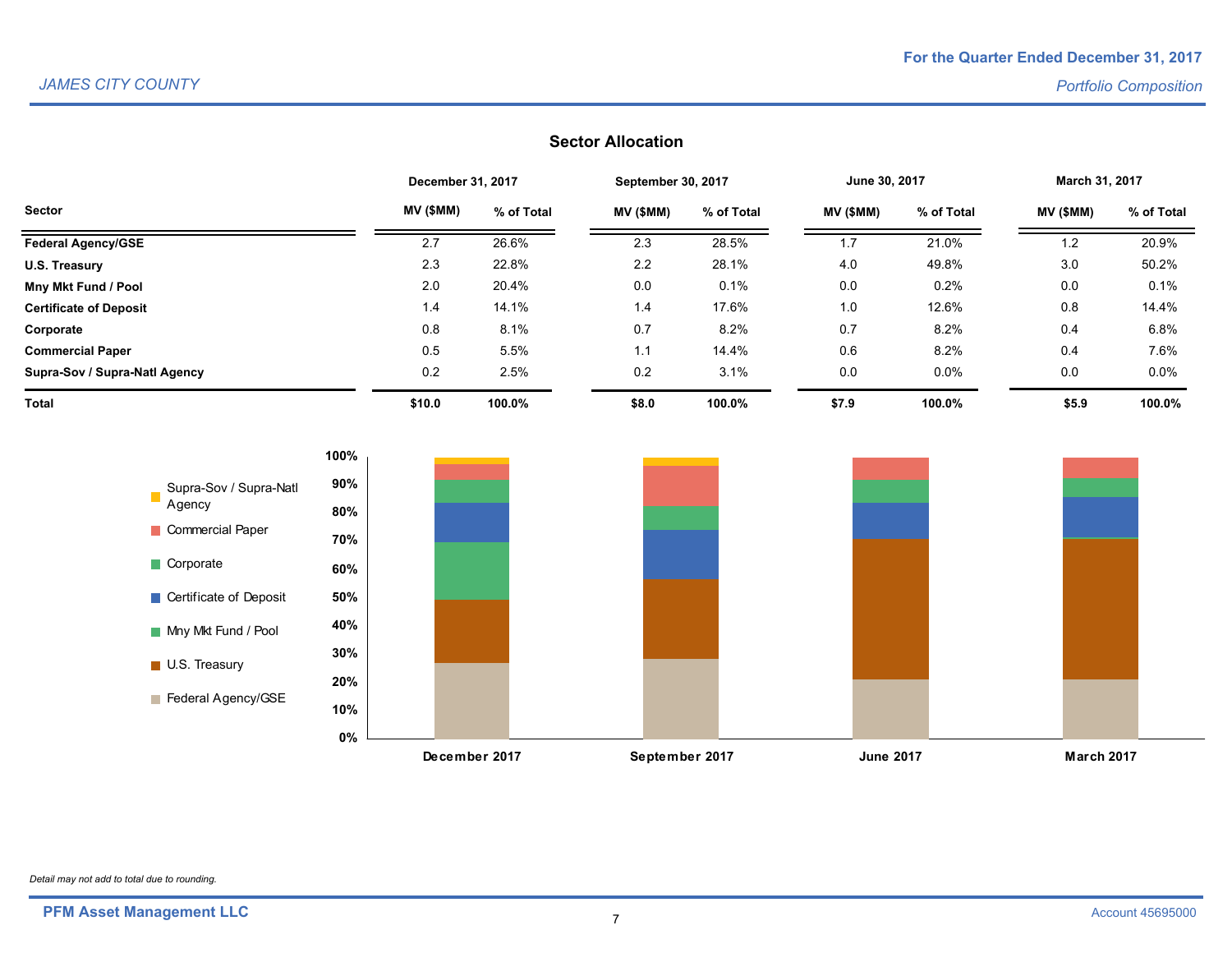## Sector Allocation

| Sector | December 31, 2017 | | September 30, 2017 | | June 30, 2017 | | March 31, 2017 | |
|---|---|---|---|---|---|---|---|---|
| | MV ($MM) | % of Total | MV ($MM) | % of Total | MV ($MM) | % of Total | MV ($MM) | % of Total |
| **Federal Agency/GSE** | 2.7 | 26.6% | 2.3 | 28.5% | 1.7 | 21.0% | 1.2 | 20.9% |
| **U.S. Treasury** | 2.3 | 22.8% | 2.2 | 28.1% | 4.0 | 49.8% | 3.0 | 50.2% |
| **Mny Mkt Fund / Pool** | 2.0 | 20.4% | 0.0 | 0.1% | 0.0 | 0.2% | 0.0 | 0.1% |
| **Certificate of Deposit** | 1.4 | 14.1% | 1.4 | 17.6% | 1.0 | 12.6% | 0.8 | 14.4% |
| **Corporate** | 0.8 | 8.1% | 0.7 | 8.2% | 0.7 | 8.2% | 0.4 | 6.8% |
| **Commercial Paper** | 0.5 | 5.5% | 1.1 | 14.4% | 0.6 | 8.2% | 0.4 | 7.6% |
| **Supra-Sov / Supra-Natl Agency** | 0.2 | 2.5% | 0.2 | 3.1% | 0.0 | 0.0% | 0.0 | 0.0% |
| **Total** | **$10.0** | **100.0%** | **$8.0** | **100.0%** | **$7.9** | **100.0%** | **$5.9** | **100.0%** |

*Detail may not add to total due to rounding.*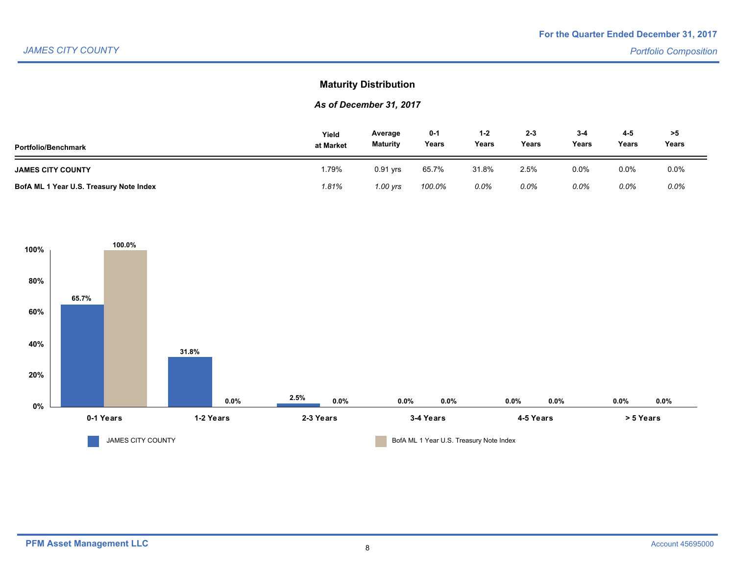## Maturity Distribution

***As of December 31, 2017***

| Portfolio/Benchmark | Yield at Market | Average Maturity | 0-1 Years | 1-2 Years | 2-3 Years | 3-4 Years | 4-5 Years | >5 Years |
|---|---|---|---|---|---|---|---|---|
| **JAMES CITY COUNTY** | 1.79% | 0.91 yrs | 65.7% | 31.8% | 2.5% | 0.0% | 0.0% | 0.0% |
| **BofA ML 1 Year U.S. Treasury Note Index** | *1.81%* | *1.00 yrs* | *100.0%* | *0.0%* | *0.0%* | *0.0%* | *0.0%* | *0.0%* |

100%
80%
60%
40%
20%
0%

65.7%
100.0%
31.8%
0.0%
2.5%
0.0%
0.0%
0.0%
0.0%
0.0%
0.0%
0.0%

0-1 Years
1-2 Years
2-3 Years
3-4 Years
4-5 Years
> 5 Years

JAMES CITY COUNTY
BofA ML 1 Year U.S. Treasury Note Index